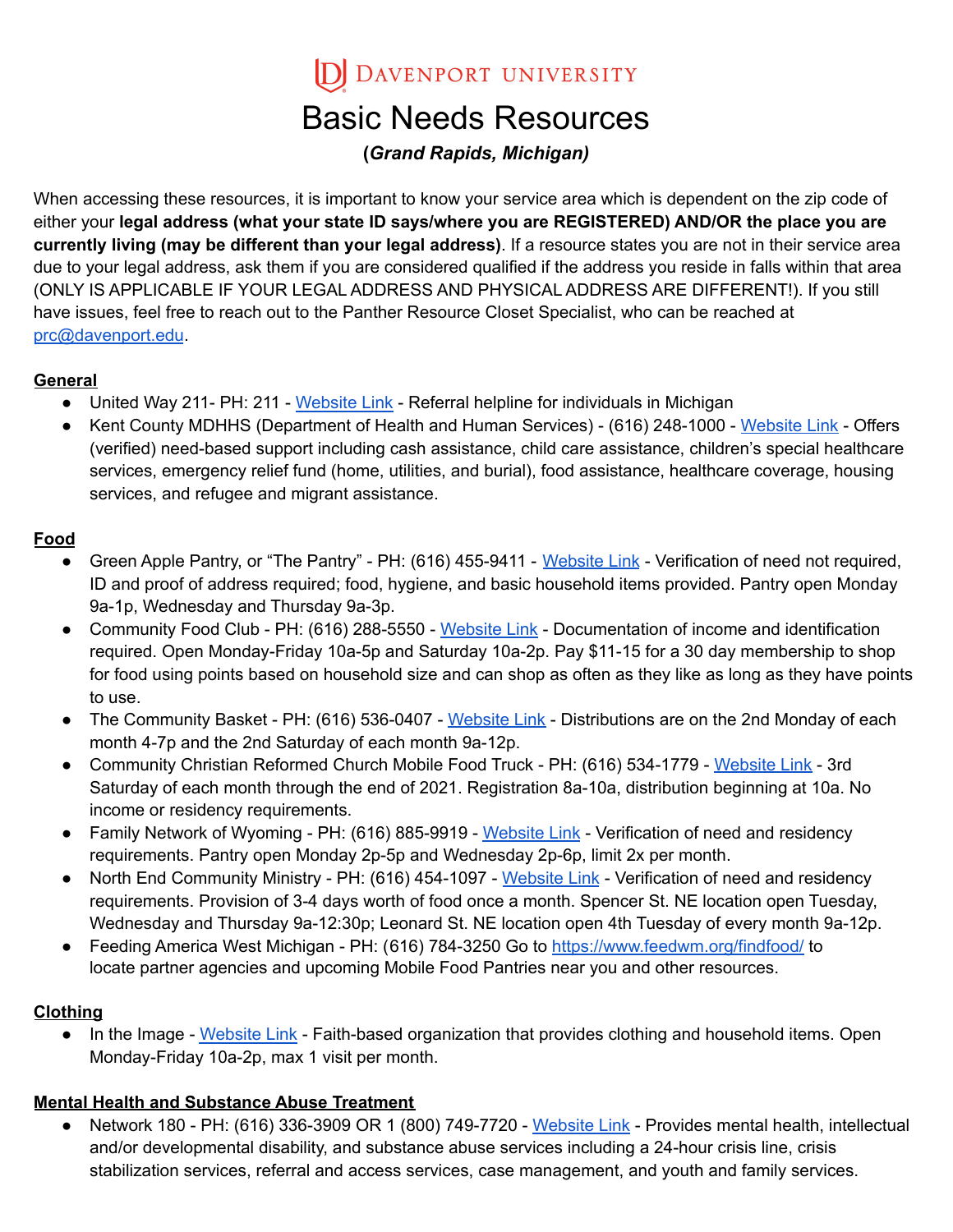Davenport University

# Basic Needs Resources

## (*Grand Rapids, Michigan)*

When accessing these resources, it is important to know your service area which is dependent on the zip code of either your **legal address (what your state ID says/where you are REGISTERED) AND/OR the place you are currently living (may be different than your legal address)**. If a resource states you are not in their service area due to your legal address, ask them if you are considered qualified if the address you reside in falls within that area (ONLY IS APPLICABLE IF YOUR LEGAL ADDRESS AND PHYSICAL ADDRESS ARE DIFFERENT!). If you still have issues, feel free to reach out to the Panther Resource Closet Specialist, who can be reached at prc@davenport.edu.

### General

- United Way 211- PH: 211 - Website Link - Referral helpline for individuals in Michigan
- Kent County MDHHS (Department of Health and Human Services) - (616) 248-1000 - Website Link - Offers (verified) need-based support including cash assistance, child care assistance, children's special healthcare services, emergency relief fund (home, utilities, and burial), food assistance, healthcare coverage, housing services, and refugee and migrant assistance.

### Food

- Green Apple Pantry, or "The Pantry" - PH: (616) 455-9411 - Website Link - Verification of need not required, ID and proof of address required; food, hygiene, and basic household items provided. Pantry open Monday 9a-1p, Wednesday and Thursday 9a-3p.
- Community Food Club - PH: (616) 288-5550 - Website Link - Documentation of income and identification required. Open Monday-Friday 10a-5p and Saturday 10a-2p. Pay $11-15 for a 30 day membership to shop for food using points based on household size and can shop as often as they like as long as they have points to use.
- The Community Basket - PH: (616) 536-0407 - Website Link - Distributions are on the 2nd Monday of each month 4-7p and the 2nd Saturday of each month 9a-12p.
- Community Christian Reformed Church Mobile Food Truck - PH: (616) 534-1779 - Website Link - 3rd Saturday of each month through the end of 2021. Registration 8a-10a, distribution beginning at 10a. No income or residency requirements.
- Family Network of Wyoming - PH: (616) 885-9919 - Website Link - Verification of need and residency requirements. Pantry open Monday 2p-5p and Wednesday 2p-6p, limit 2x per month.
- North End Community Ministry - PH: (616) 454-1097 - Website Link - Verification of need and residency requirements. Provision of 3-4 days worth of food once a month. Spencer St. NE location open Tuesday, Wednesday and Thursday 9a-12:30p; Leonard St. NE location open 4th Tuesday of every month 9a-12p.
- Feeding America West Michigan - PH: (616) 784-3250 Go to https://www.feedwm.org/findfood/ to locate partner agencies and upcoming Mobile Food Pantries near you and other resources.

### Clothing

- In the Image - Website Link - Faith-based organization that provides clothing and household items. Open Monday-Friday 10a-2p, max 1 visit per month.

### Mental Health and Substance Abuse Treatment

- Network 180 - PH: (616) 336-3909 OR 1 (800) 749-7720 - Website Link - Provides mental health, intellectual and/or developmental disability, and substance abuse services including a 24-hour crisis line, crisis stabilization services, referral and access services, case management, and youth and family services.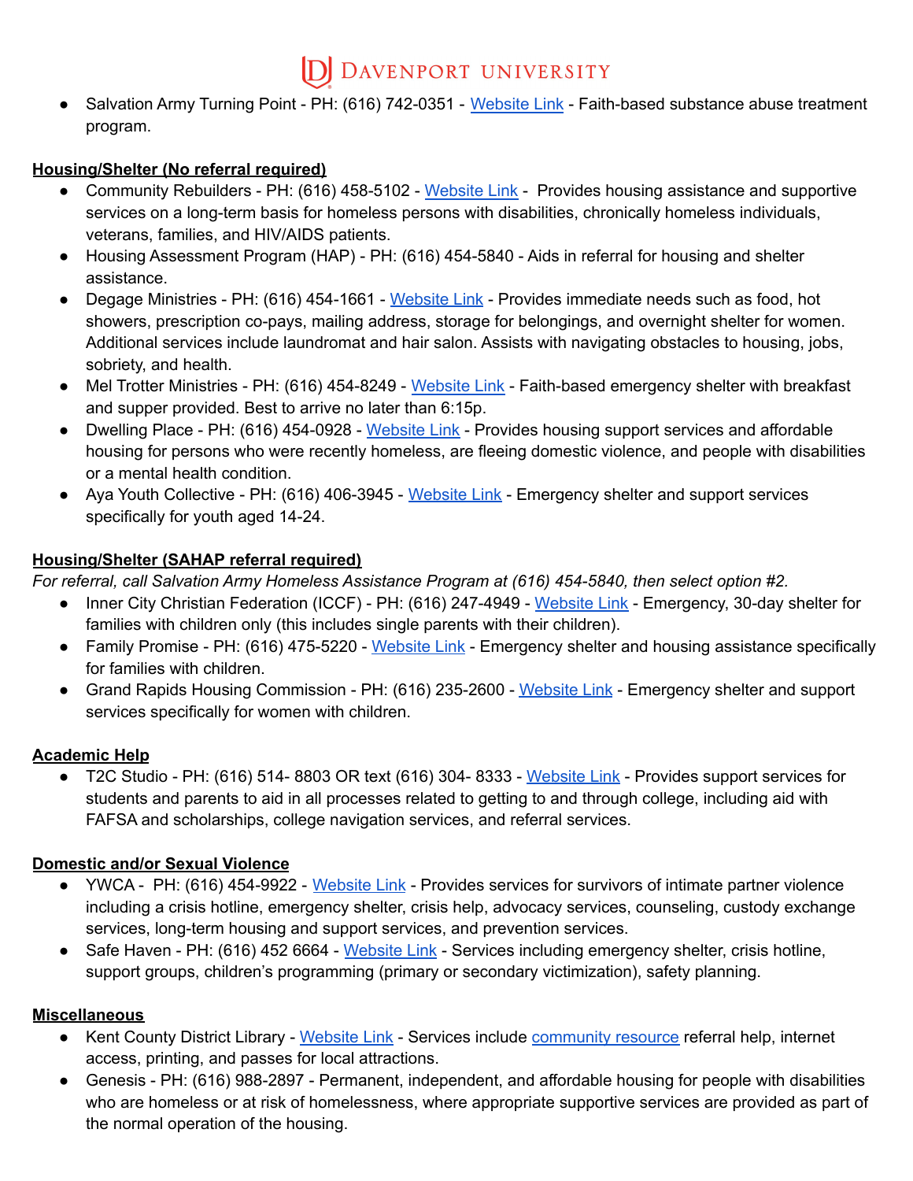- Salvation Army Turning Point - PH: (616) 742-0351 - Website Link - Faith-based substance abuse treatment program.

**Housing/Shelter (No referral required)**

- Community Rebuilders - PH: (616) 458-5102 - Website Link - Provides housing assistance and supportive services on a long-term basis for homeless persons with disabilities, chronically homeless individuals, veterans, families, and HIV/AIDS patients.
- Housing Assessment Program (HAP) - PH: (616) 454-5840 - Aids in referral for housing and shelter assistance.
- Degage Ministries - PH: (616) 454-1661 - Website Link - Provides immediate needs such as food, hot showers, prescription co-pays, mailing address, storage for belongings, and overnight shelter for women. Additional services include laundromat and hair salon. Assists with navigating obstacles to housing, jobs, sobriety, and health.
- Mel Trotter Ministries - PH: (616) 454-8249 - Website Link - Faith-based emergency shelter with breakfast and supper provided. Best to arrive no later than 6:15p.
- Dwelling Place - PH: (616) 454-0928 - Website Link - Provides housing support services and affordable housing for persons who were recently homeless, are fleeing domestic violence, and people with disabilities or a mental health condition.
- Aya Youth Collective - PH: (616) 406-3945 - Website Link - Emergency shelter and support services specifically for youth aged 14-24.

**Housing/Shelter (SAHAP referral required)**

*For referral, call Salvation Army Homeless Assistance Program at (616) 454-5840, then select option #2.*

- Inner City Christian Federation (ICCF) - PH: (616) 247-4949 - Website Link - Emergency, 30-day shelter for families with children only (this includes single parents with their children).
- Family Promise - PH: (616) 475-5220 - Website Link - Emergency shelter and housing assistance specifically for families with children.
- Grand Rapids Housing Commission - PH: (616) 235-2600 - Website Link - Emergency shelter and support services specifically for women with children.

**Academic Help**

- T2C Studio - PH: (616) 514- 8803 OR text (616) 304- 8333 - Website Link - Provides support services for students and parents to aid in all processes related to getting to and through college, including aid with FAFSA and scholarships, college navigation services, and referral services.

**Domestic and/or Sexual Violence**

- YWCA - PH: (616) 454-9922 - Website Link - Provides services for survivors of intimate partner violence including a crisis hotline, emergency shelter, crisis help, advocacy services, counseling, custody exchange services, long-term housing and support services, and prevention services.
- Safe Haven - PH: (616) 452 6664 - Website Link - Services including emergency shelter, crisis hotline, support groups, children's programming (primary or secondary victimization), safety planning.

**Miscellaneous**

- Kent County District Library - Website Link - Services include community resource referral help, internet access, printing, and passes for local attractions.
- Genesis - PH: (616) 988-2897 - Permanent, independent, and affordable housing for people with disabilities who are homeless or at risk of homelessness, where appropriate supportive services are provided as part of the normal operation of the housing.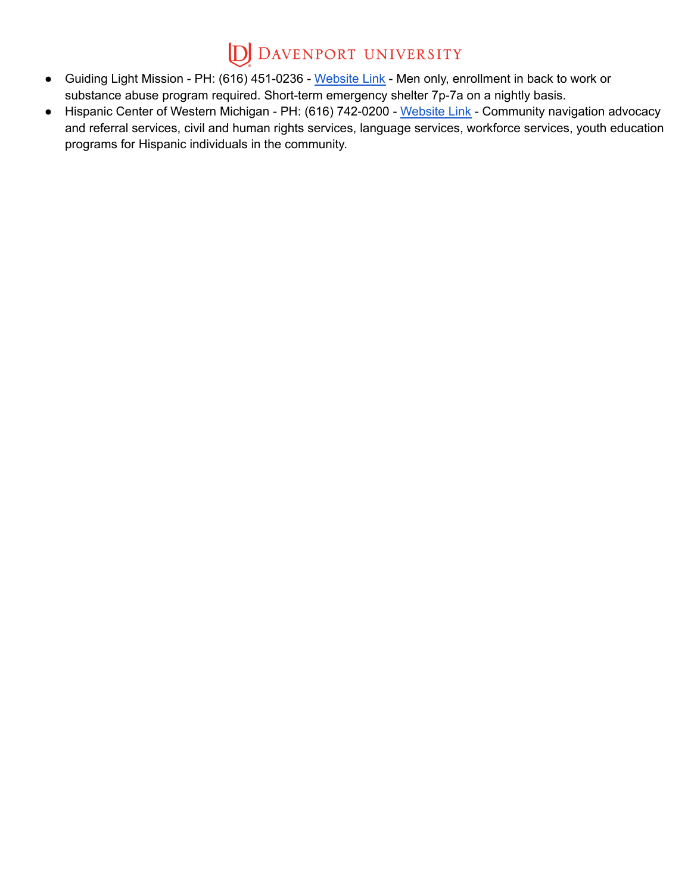- Guiding Light Mission - PH: (616) 451-0236 - Website Link - Men only, enrollment in back to work or substance abuse program required. Short-term emergency shelter 7p-7a on a nightly basis.
- Hispanic Center of Western Michigan - PH: (616) 742-0200 - Website Link - Community navigation advocacy and referral services, civil and human rights services, language services, workforce services, youth education programs for Hispanic individuals in the community.